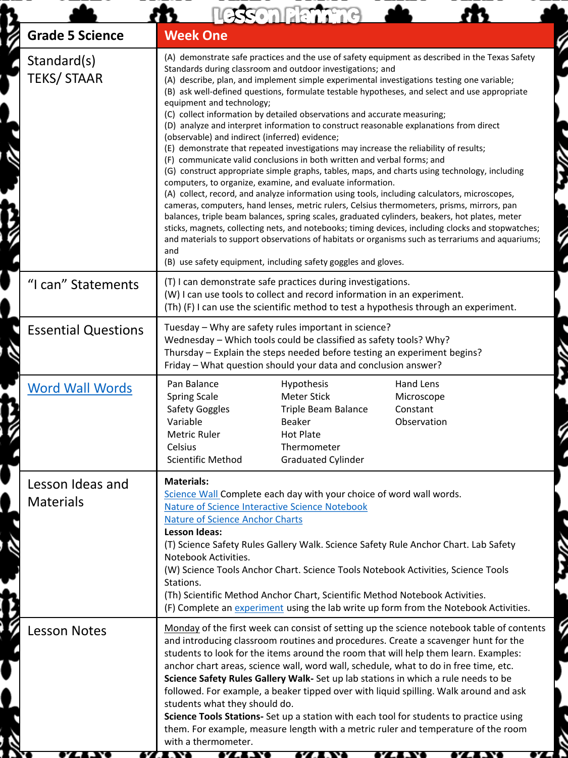# Lesson Planning

| Grade 5 Science | Week One |
| --- | --- |
| Standard(s) TEKS/ STAAR | (A) demonstrate safe practices and the use of safety equipment as described in the Texas Safety Standards during classroom and outdoor investigations; and<br>(A) describe, plan, and implement simple experimental investigations testing one variable;<br>(B) ask well-defined questions, formulate testable hypotheses, and select and use appropriate equipment and technology;<br>(C) collect information by detailed observations and accurate measuring;<br>(D) analyze and interpret information to construct reasonable explanations from direct (observable) and indirect (inferred) evidence;<br>(E) demonstrate that repeated investigations may increase the reliability of results;<br>(F) communicate valid conclusions in both written and verbal forms; and<br>(G) construct appropriate simple graphs, tables, maps, and charts using technology, including computers, to organize, examine, and evaluate information.<br>(A) collect, record, and analyze information using tools, including calculators, microscopes, cameras, computers, hand lenses, metric rulers, Celsius thermometers, prisms, mirrors, pan balances, triple beam balances, spring scales, graduated cylinders, beakers, hot plates, meter sticks, magnets, collecting nets, and notebooks; timing devices, including clocks and stopwatches; and materials to support observations of habitats or organisms such as terrariums and aquariums; and<br>(B) use safety equipment, including safety goggles and gloves. |
| "I can" Statements | (T) I can demonstrate safe practices during investigations.<br>(W) I can use tools to collect and record information in an experiment.<br>(Th) (F) I can use the scientific method to test a hypothesis through an experiment. |
| Essential Questions | Tuesday – Why are safety rules important in science?<br>Wednesday – Which tools could be classified as safety tools? Why?<br>Thursday – Explain the steps needed before testing an experiment begins?<br>Friday – What question should your data and conclusion answer? |
| Word Wall Words | Pan Balance, Spring Scale, Safety Goggles, Variable, Metric Ruler, Celsius, Scientific Method, Hypothesis, Meter Stick, Triple Beam Balance, Beaker, Hot Plate, Thermometer, Graduated Cylinder, Hand Lens, Microscope, Constant, Observation |
| Lesson Ideas and Materials | **Materials:**<br>Science Wall Complete each day with your choice of word wall words.<br>Nature of Science Interactive Science Notebook<br>Nature of Science Anchor Charts<br>**Lesson Ideas:**<br>(T) Science Safety Rules Gallery Walk. Science Safety Rule Anchor Chart. Lab Safety Notebook Activities.<br>(W) Science Tools Anchor Chart. Science Tools Notebook Activities, Science Tools Stations.<br>(Th) Scientific Method Anchor Chart, Scientific Method Notebook Activities.<br>(F) Complete an experiment using the lab write up form from the Notebook Activities. |
| Lesson Notes | Monday of the first week can consist of setting up the science notebook table of contents and introducing classroom routines and procedures. Create a scavenger hunt for the students to look for the items around the room that will help them learn. Examples: anchor chart areas, science wall, word wall, schedule, what to do in free time, etc.<br>**Science Safety Rules Gallery Walk-** Set up lab stations in which a rule needs to be followed. For example, a beaker tipped over with liquid spilling. Walk around and ask students what they should do.<br>**Science Tools Stations-** Set up a station with each tool for students to practice using them. For example, measure length with a metric ruler and temperature of the room with a thermometer. |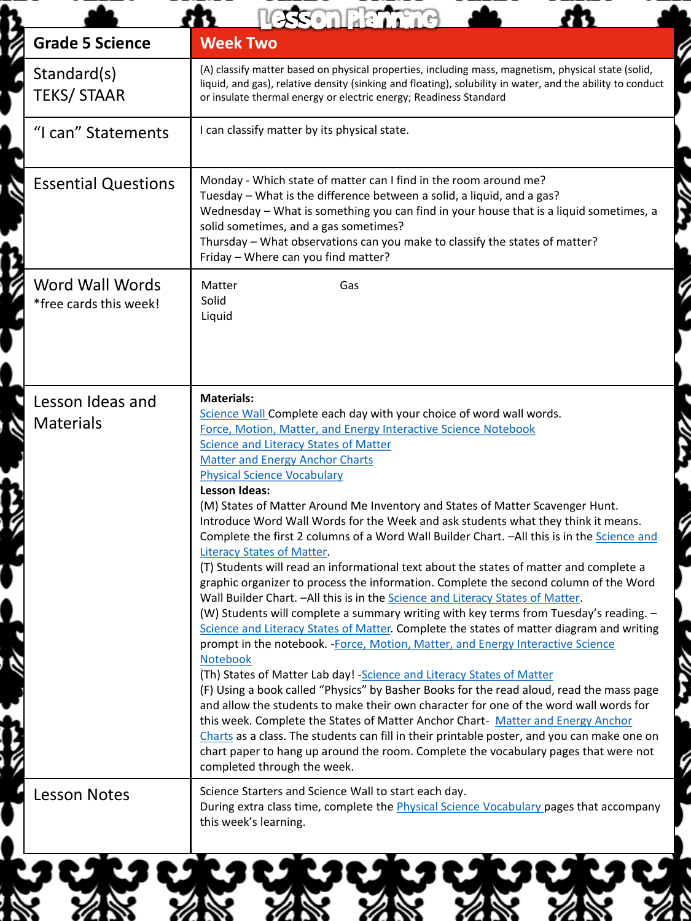# Lesson Planning

| Grade 5 Science | Week Two |
| --- | --- |
| Standard(s) TEKS/ STAAR | (A) classify matter based on physical properties, including mass, magnetism, physical state (solid, liquid, and gas), relative density (sinking and floating), solubility in water, and the ability to conduct or insulate thermal energy or electric energy; Readiness Standard |
| "I can" Statements | I can classify matter by its physical state. |
| Essential Questions | Monday - Which state of matter can I find in the room around me?<br>Tuesday – What is the difference between a solid, a liquid, and a gas?<br>Wednesday – What is something you can find in your house that is a liquid sometimes, a solid sometimes, and a gas sometimes?<br>Thursday – What observations can you make to classify the states of matter?<br>Friday – Where can you find matter? |
| Word Wall Words<br>*free cards this week! | Matter<br>Solid<br>Liquid<br>Gas |
| Lesson Ideas and Materials | **Materials:**<br>Science Wall Complete each day with your choice of word wall words.<br>Force, Motion, Matter, and Energy Interactive Science Notebook<br>Science and Literacy States of Matter<br>Matter and Energy Anchor Charts<br>Physical Science Vocabulary<br>**Lesson Ideas:**<br>(M) States of Matter Around Me Inventory and States of Matter Scavenger Hunt. Introduce Word Wall Words for the Week and ask students what they think it means. Complete the first 2 columns of a Word Wall Builder Chart. –All this is in the Science and Literacy States of Matter.<br>(T) Students will read an informational text about the states of matter and complete a graphic organizer to process the information. Complete the second column of the Word Wall Builder Chart. –All this is in the Science and Literacy States of Matter.<br>(W) Students will complete a summary writing with key terms from Tuesday's reading. – Science and Literacy States of Matter. Complete the states of matter diagram and writing prompt in the notebook. -Force, Motion, Matter, and Energy Interactive Science Notebook<br>(Th) States of Matter Lab day! -Science and Literacy States of Matter<br>(F) Using a book called "Physics" by Basher Books for the read aloud, read the mass page and allow the students to make their own character for one of the word wall words for this week. Complete the States of Matter Anchor Chart- Matter and Energy Anchor Charts as a class. The students can fill in their printable poster, and you can make one on chart paper to hang up around the room. Complete the vocabulary pages that were not completed through the week. |
| Lesson Notes | Science Starters and Science Wall to start each day.<br>During extra class time, complete the Physical Science Vocabulary pages that accompany this week's learning. |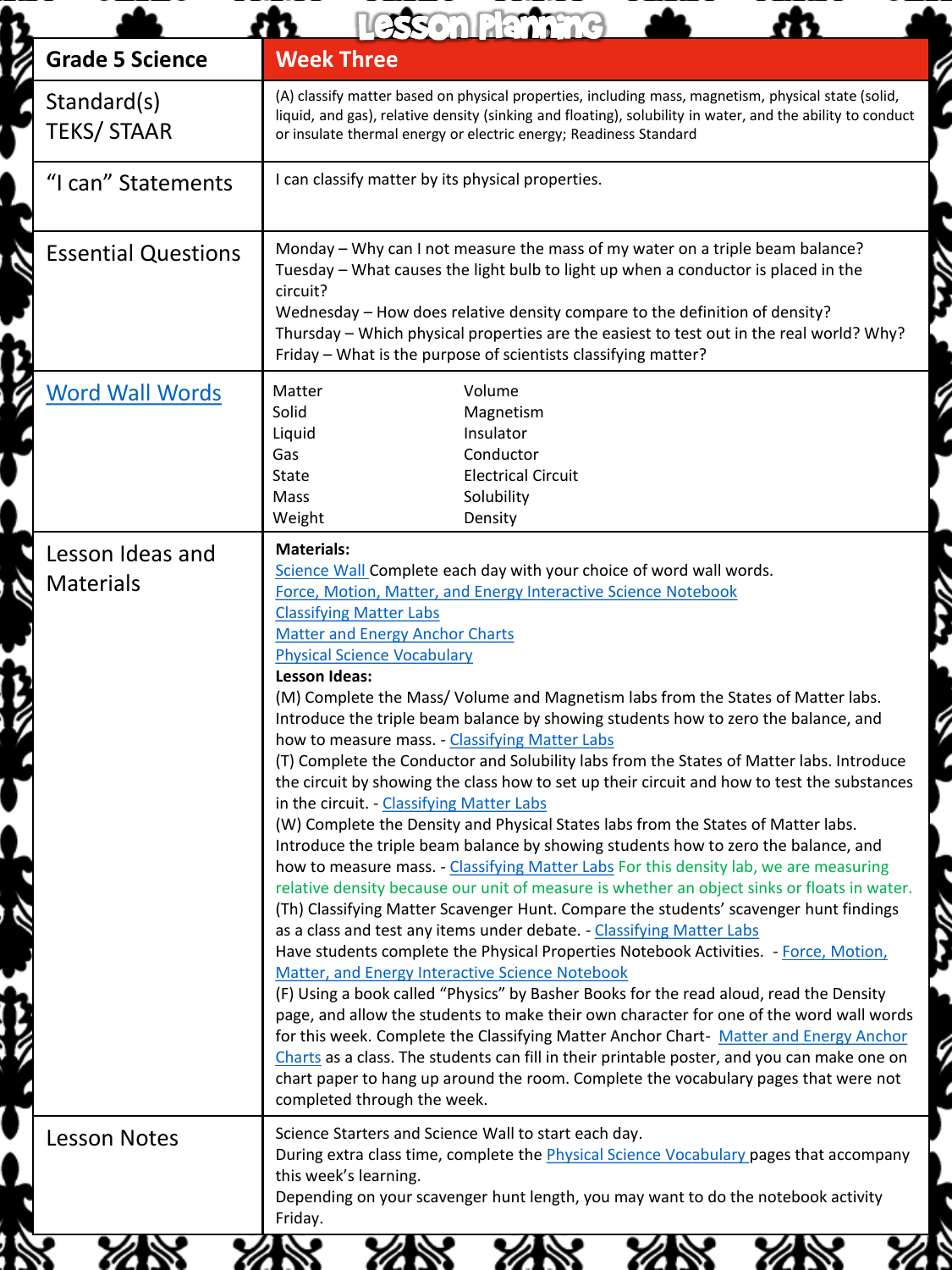# Lesson Planning

| Grade 5 Science | Week Three |
| --- | --- |
| Standard(s) TEKS/ STAAR | (A) classify matter based on physical properties, including mass, magnetism, physical state (solid, liquid, and gas), relative density (sinking and floating), solubility in water, and the ability to conduct or insulate thermal energy or electric energy; Readiness Standard |
| "I can" Statements | I can classify matter by its physical properties. |
| Essential Questions | Monday – Why can I not measure the mass of my water on a triple beam balance?<br>Tuesday – What causes the light bulb to light up when a conductor is placed in the circuit?<br>Wednesday – How does relative density compare to the definition of density?<br>Thursday – Which physical properties are the easiest to test out in the real world? Why?<br>Friday – What is the purpose of scientists classifying matter? |
| Word Wall Words | Matter, Solid, Liquid, Gas, State, Mass, Weight, Volume, Magnetism, Insulator, Conductor, Electrical Circuit, Solubility, Density |
| Lesson Ideas and Materials | **Materials:**<br>Science Wall Complete each day with your choice of word wall words.<br>Force, Motion, Matter, and Energy Interactive Science Notebook<br>Classifying Matter Labs<br>Matter and Energy Anchor Charts<br>Physical Science Vocabulary<br>**Lesson Ideas:**<br>(M) Complete the Mass/ Volume and Magnetism labs from the States of Matter labs. Introduce the triple beam balance by showing students how to zero the balance, and how to measure mass. - Classifying Matter Labs<br>(T) Complete the Conductor and Solubility labs from the States of Matter labs. Introduce the circuit by showing the class how to set up their circuit and how to test the substances in the circuit. - Classifying Matter Labs<br>(W) Complete the Density and Physical States labs from the States of Matter labs. Introduce the triple beam balance by showing students how to zero the balance, and how to measure mass. - Classifying Matter Labs For this density lab, we are measuring relative density because our unit of measure is whether an object sinks or floats in water.<br>(Th) Classifying Matter Scavenger Hunt. Compare the students' scavenger hunt findings as a class and test any items under debate. - Classifying Matter Labs<br>Have students complete the Physical Properties Notebook Activities. - Force, Motion, Matter, and Energy Interactive Science Notebook<br>(F) Using a book called "Physics" by Basher Books for the read aloud, read the Density page, and allow the students to make their own character for one of the word wall words for this week. Complete the Classifying Matter Anchor Chart- Matter and Energy Anchor Charts as a class. The students can fill in their printable poster, and you can make one on chart paper to hang up around the room. Complete the vocabulary pages that were not completed through the week. |
| Lesson Notes | Science Starters and Science Wall to start each day.<br>During extra class time, complete the Physical Science Vocabulary pages that accompany this week's learning.<br>Depending on your scavenger hunt length, you may want to do the notebook activity Friday. |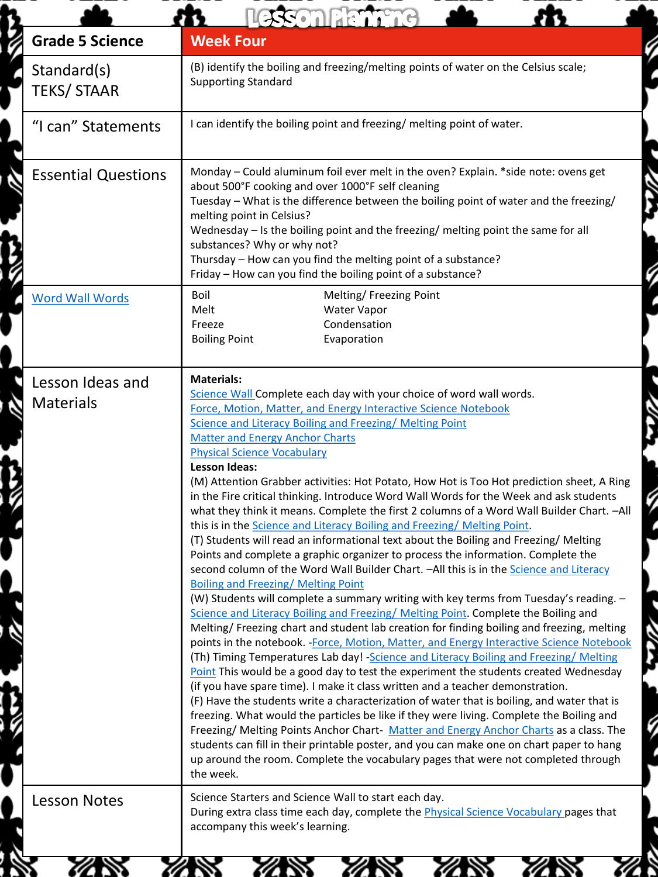# Lesson Planning

| Grade 5 Science | Week Four |
| --- | --- |
| Standard(s) TEKS/ STAAR | (B) identify the boiling and freezing/melting points of water on the Celsius scale; Supporting Standard |
| "I can" Statements | I can identify the boiling point and freezing/ melting point of water. |
| Essential Questions | Monday – Could aluminum foil ever melt in the oven? Explain. *side note: ovens get about 500°F cooking and over 1000°F self cleaning<br>Tuesday – What is the difference between the boiling point of water and the freezing/ melting point in Celsius?<br>Wednesday – Is the boiling point and the freezing/ melting point the same for all substances? Why or why not?<br>Thursday – How can you find the melting point of a substance?<br>Friday – How can you find the boiling point of a substance? |
| Word Wall Words | Boil, Melt, Freeze, Boiling Point, Melting/ Freezing Point, Water Vapor, Condensation, Evaporation |
| Lesson Ideas and Materials | **Materials:**<br>Science Wall Complete each day with your choice of word wall words.<br>Force, Motion, Matter, and Energy Interactive Science Notebook<br>Science and Literacy Boiling and Freezing/ Melting Point<br>Matter and Energy Anchor Charts<br>Physical Science Vocabulary<br>**Lesson Ideas:**<br>(M) Attention Grabber activities: Hot Potato, How Hot is Too Hot prediction sheet, A Ring in the Fire critical thinking. Introduce Word Wall Words for the Week and ask students what they think it means. Complete the first 2 columns of a Word Wall Builder Chart. –All this is in the Science and Literacy Boiling and Freezing/ Melting Point.<br>(T) Students will read an informational text about the Boiling and Freezing/ Melting Points and complete a graphic organizer to process the information. Complete the second column of the Word Wall Builder Chart. –All this is in the Science and Literacy Boiling and Freezing/ Melting Point<br>(W) Students will complete a summary writing with key terms from Tuesday's reading. – Science and Literacy Boiling and Freezing/ Melting Point. Complete the Boiling and Melting/ Freezing chart and student lab creation for finding boiling and freezing, melting points in the notebook. -Force, Motion, Matter, and Energy Interactive Science Notebook<br>(Th) Timing Temperatures Lab day! -Science and Literacy Boiling and Freezing/ Melting Point This would be a good day to test the experiment the students created Wednesday (if you have spare time). I make it class written and a teacher demonstration.<br>(F) Have the students write a characterization of water that is boiling, and water that is freezing. What would the particles be like if they were living. Complete the Boiling and Freezing/ Melting Points Anchor Chart- Matter and Energy Anchor Charts as a class. The students can fill in their printable poster, and you can make one on chart paper to hang up around the room. Complete the vocabulary pages that were not completed through the week. |
| Lesson Notes | Science Starters and Science Wall to start each day.<br>During extra class time each day, complete the Physical Science Vocabulary pages that accompany this week's learning. |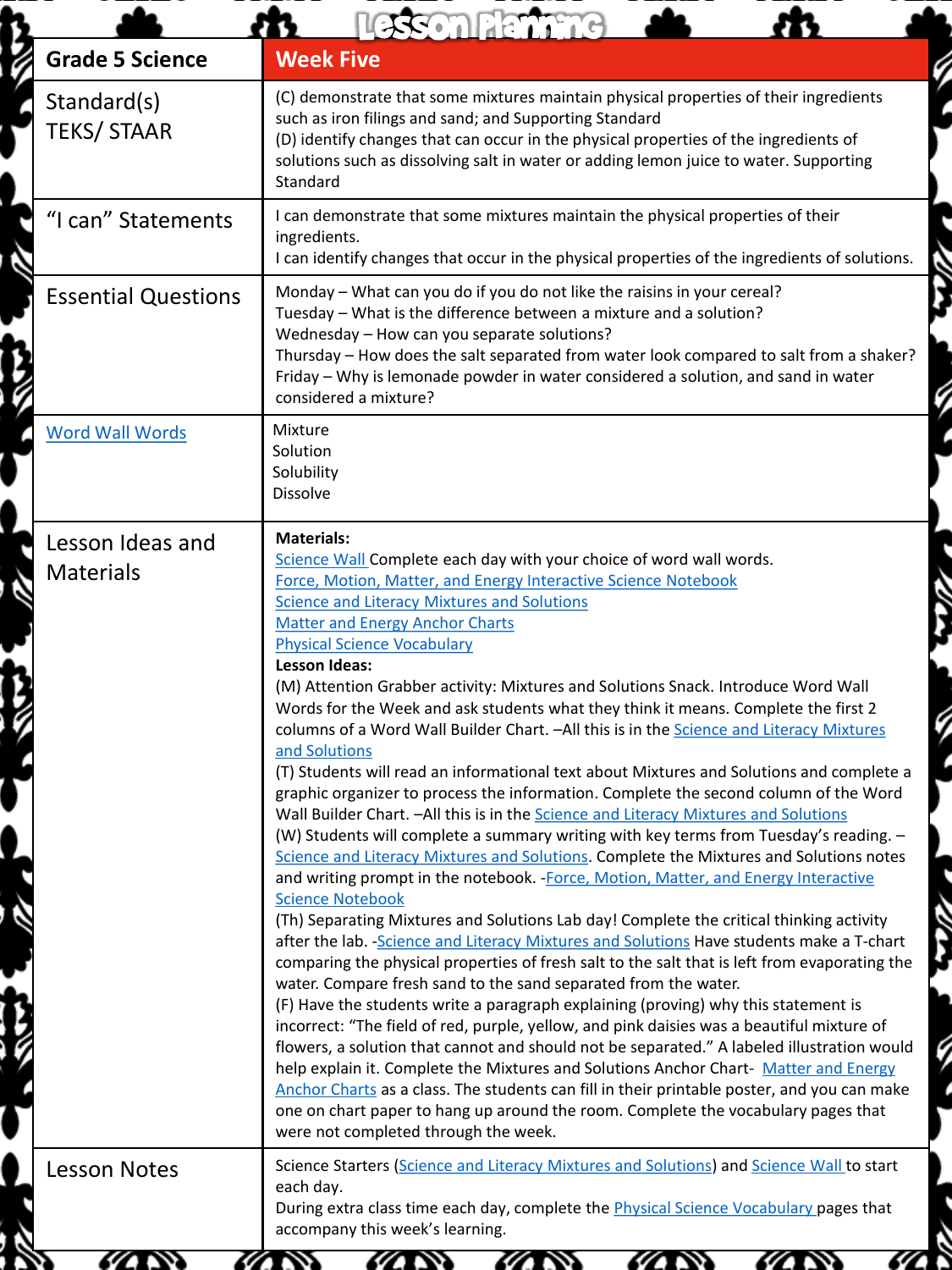# Lesson Planning

| Grade 5 Science | Week Five |
|---|---|
| Standard(s) TEKS/ STAAR | (C) demonstrate that some mixtures maintain physical properties of their ingredients such as iron filings and sand; and Supporting Standard<br>(D) identify changes that can occur in the physical properties of the ingredients of solutions such as dissolving salt in water or adding lemon juice to water. Supporting Standard |
| "I can" Statements | I can demonstrate that some mixtures maintain the physical properties of their ingredients.<br>I can identify changes that occur in the physical properties of the ingredients of solutions. |
| Essential Questions | Monday – What can you do if you do not like the raisins in your cereal?<br>Tuesday – What is the difference between a mixture and a solution?<br>Wednesday – How can you separate solutions?<br>Thursday – How does the salt separated from water look compared to salt from a shaker?<br>Friday – Why is lemonade powder in water considered a solution, and sand in water considered a mixture? |
| Word Wall Words | Mixture<br>Solution<br>Solubility<br>Dissolve |
| Lesson Ideas and Materials | **Materials:**<br>Science Wall Complete each day with your choice of word wall words.<br>Force, Motion, Matter, and Energy Interactive Science Notebook<br>Science and Literacy Mixtures and Solutions<br>Matter and Energy Anchor Charts<br>Physical Science Vocabulary<br>**Lesson Ideas:**<br>(M) Attention Grabber activity: Mixtures and Solutions Snack. Introduce Word Wall Words for the Week and ask students what they think it means. Complete the first 2 columns of a Word Wall Builder Chart. –All this is in the Science and Literacy Mixtures and Solutions<br>(T) Students will read an informational text about Mixtures and Solutions and complete a graphic organizer to process the information. Complete the second column of the Word Wall Builder Chart. –All this is in the Science and Literacy Mixtures and Solutions<br>(W) Students will complete a summary writing with key terms from Tuesday's reading. – Science and Literacy Mixtures and Solutions. Complete the Mixtures and Solutions notes and writing prompt in the notebook. -Force, Motion, Matter, and Energy Interactive Science Notebook<br>(Th) Separating Mixtures and Solutions Lab day! Complete the critical thinking activity after the lab. -Science and Literacy Mixtures and Solutions Have students make a T-chart comparing the physical properties of fresh salt to the salt that is left from evaporating the water. Compare fresh sand to the sand separated from the water.<br>(F) Have the students write a paragraph explaining (proving) why this statement is incorrect: "The field of red, purple, yellow, and pink daisies was a beautiful mixture of flowers, a solution that cannot and should not be separated." A labeled illustration would help explain it. Complete the Mixtures and Solutions Anchor Chart- Matter and Energy Anchor Charts as a class. The students can fill in their printable poster, and you can make one on chart paper to hang up around the room. Complete the vocabulary pages that were not completed through the week. |
| Lesson Notes | Science Starters (Science and Literacy Mixtures and Solutions) and Science Wall to start each day.<br>During extra class time each day, complete the Physical Science Vocabulary pages that accompany this week's learning. |